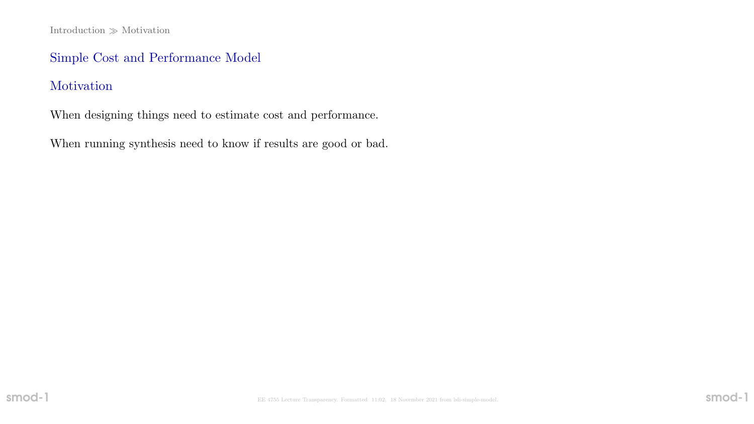# Simple Cost and Performance Model

## Motivation

When designing things need to estimate cost and performance.

When running synthesis need to know if results are good or bad.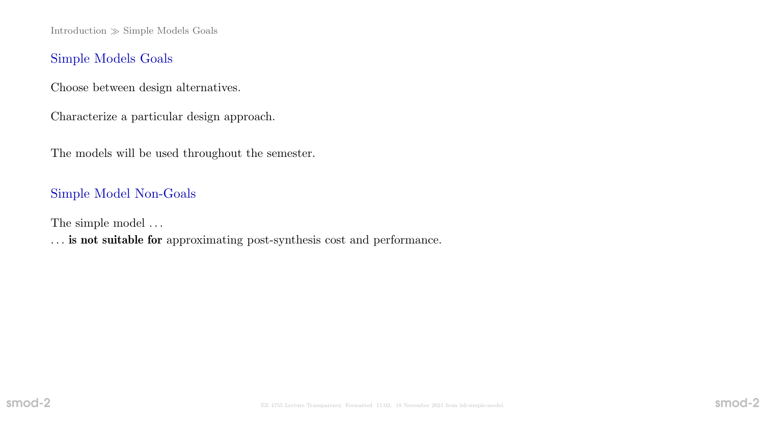## Simple Models Goals

Choose between design alternatives.

Characterize a particular design approach.

The models will be used throughout the semester.

## Simple Model Non-Goals

The simple model . . .
. . . **is not suitable for** approximating post-synthesis cost and performance.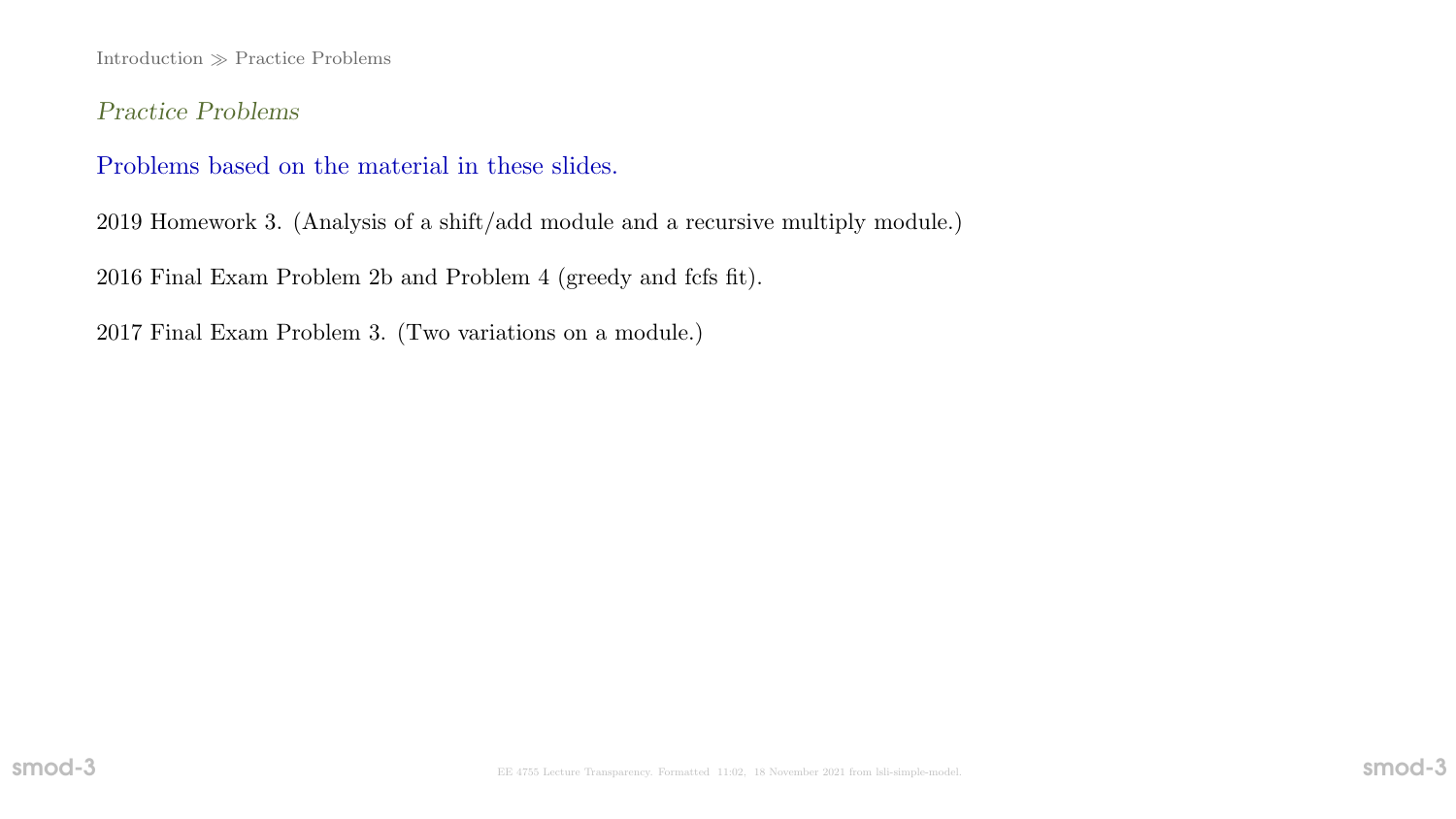## Practice Problems

Problems based on the material in these slides.

2019 Homework 3. (Analysis of a shift/add module and a recursive multiply module.)

2016 Final Exam Problem 2b and Problem 4 (greedy and fcfs fit).

2017 Final Exam Problem 3. (Two variations on a module.)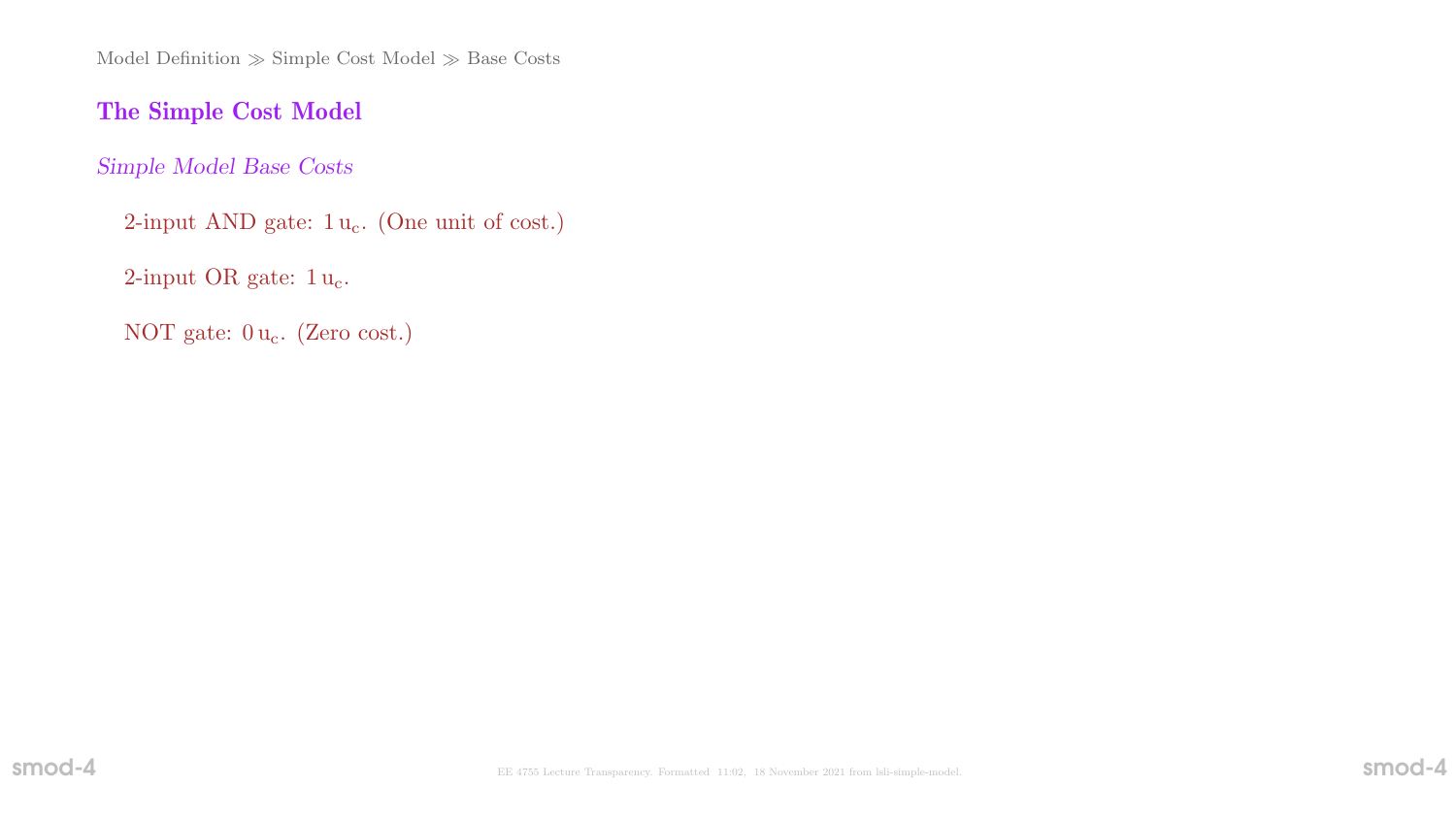## The Simple Cost Model

### *Simple Model Base Costs*

2-input AND gate: $1\,\mathrm{u_c}$. (One unit of cost.)

2-input OR gate: $1\,\mathrm{u_c}$.

NOT gate: $0\,\mathrm{u_c}$. (Zero cost.)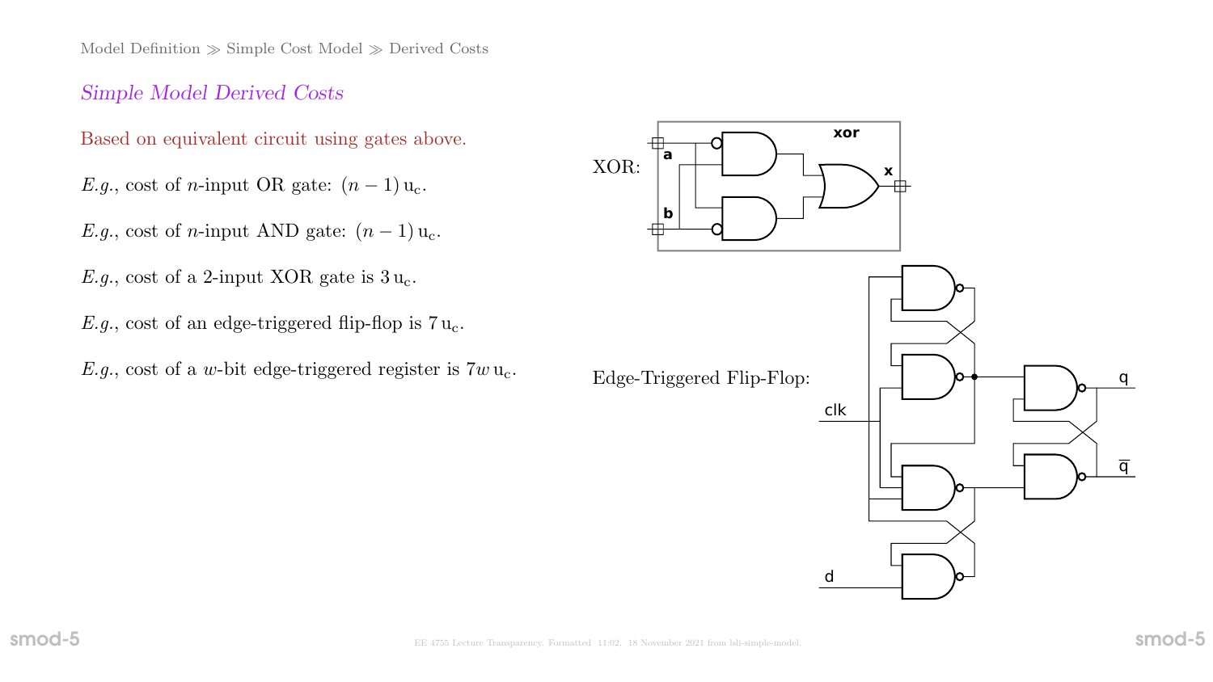## Simple Model Derived Costs

Based on equivalent circuit using gates above.

*E.g.*, cost of $n$-input OR gate: $(n-1)\,\mathrm{u_c}$.

*E.g.*, cost of $n$-input AND gate: $(n-1)\,\mathrm{u_c}$.

*E.g.*, cost of a 2-input XOR gate is $3\,\mathrm{u_c}$.

*E.g.*, cost of an edge-triggered flip-flop is $7\,\mathrm{u_c}$.

*E.g.*, cost of a $w$-bit edge-triggered register is $7w\,\mathrm{u_c}$.

XOR:

Edge-Triggered Flip-Flop: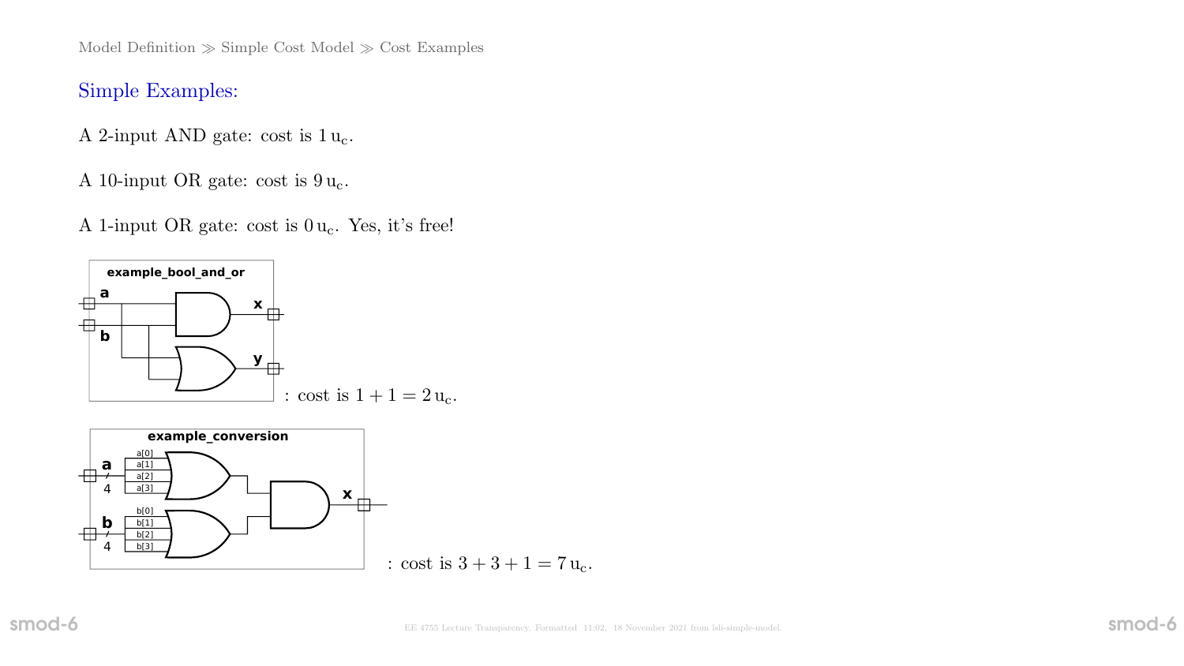Model Definition ≫ Simple Cost Model ≫ Cost Examples

## Simple Examples:

A 2-input AND gate: cost is $1\,\mathrm{u_c}$.

A 10-input OR gate: cost is $9\,\mathrm{u_c}$.

A 1-input OR gate: cost is $0\,\mathrm{u_c}$. Yes, it's free!

example_bool_and_or : cost is $1 + 1 = 2\,\mathrm{u_c}$.

example_conversion : cost is $3 + 3 + 1 = 7\,\mathrm{u_c}$.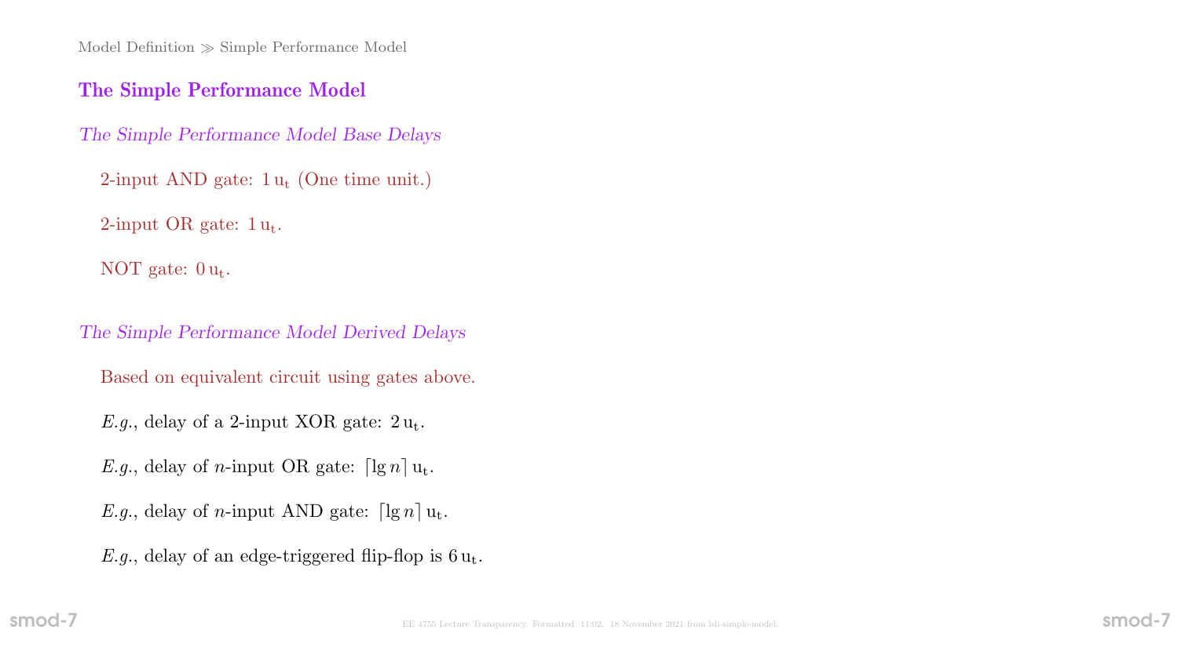## The Simple Performance Model

### *The Simple Performance Model Base Delays*

2-input AND gate: $1\,\mathrm{u_t}$ (One time unit.)

2-input OR gate: $1\,\mathrm{u_t}$.

NOT gate: $0\,\mathrm{u_t}$.

### *The Simple Performance Model Derived Delays*

Based on equivalent circuit using gates above.

*E.g.*, delay of a 2-input XOR gate: $2\,\mathrm{u_t}$.

*E.g.*, delay of $n$-input OR gate: $\lceil \lg n \rceil\,\mathrm{u_t}$.

*E.g.*, delay of $n$-input AND gate: $\lceil \lg n \rceil\,\mathrm{u_t}$.

*E.g.*, delay of an edge-triggered flip-flop is $6\,\mathrm{u_t}$.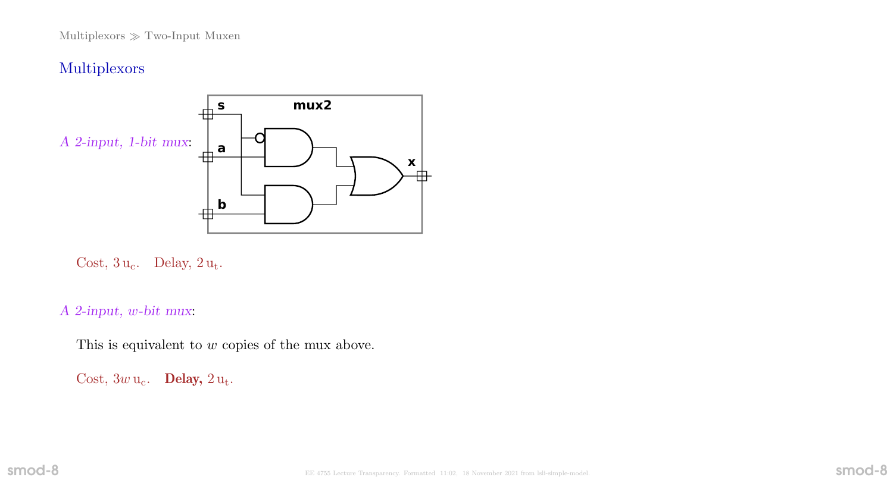## Multiplexors

*A 2-input, 1-bit mux*:

Cost, $3\,\mathrm{u_c}$. Delay, $2\,\mathrm{u_t}$.

*A 2-input, w-bit mux*:

This is equivalent to $w$ copies of the mux above.

Cost, $3w\,\mathrm{u_c}$. **Delay,** $2\,\mathrm{u_t}$.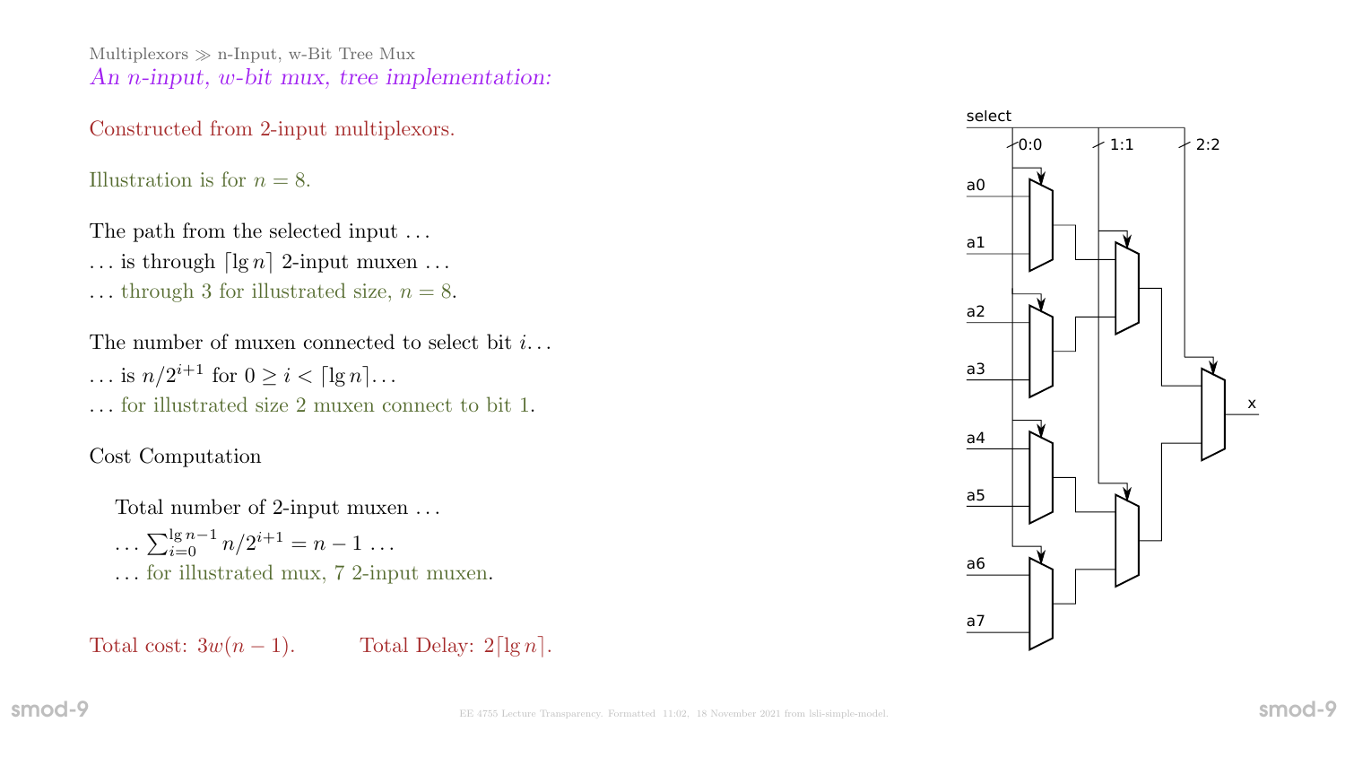Multiplexors ≫ n-Input, w-Bit Tree Mux

*An n-input, w-bit mux, tree implementation:*

Constructed from 2-input multiplexors.

Illustration is for $n = 8$.

The path from the selected input …

… is through $\lceil \lg n \rceil$ 2-input muxen …

… through 3 for illustrated size, $n = 8$.

The number of muxen connected to select bit $i$…

… is $n/2^{i+1}$ for $0 \geq i < \lceil \lg n \rceil$…

… for illustrated size 2 muxen connect to bit 1.

Cost Computation

Total number of 2-input muxen …

… $\sum_{i=0}^{\lg n - 1} n/2^{i+1} = n - 1$ …

… for illustrated mux, 7 2-input muxen.

Total cost: $3w(n-1)$. Total Delay: $2\lceil \lg n \rceil$.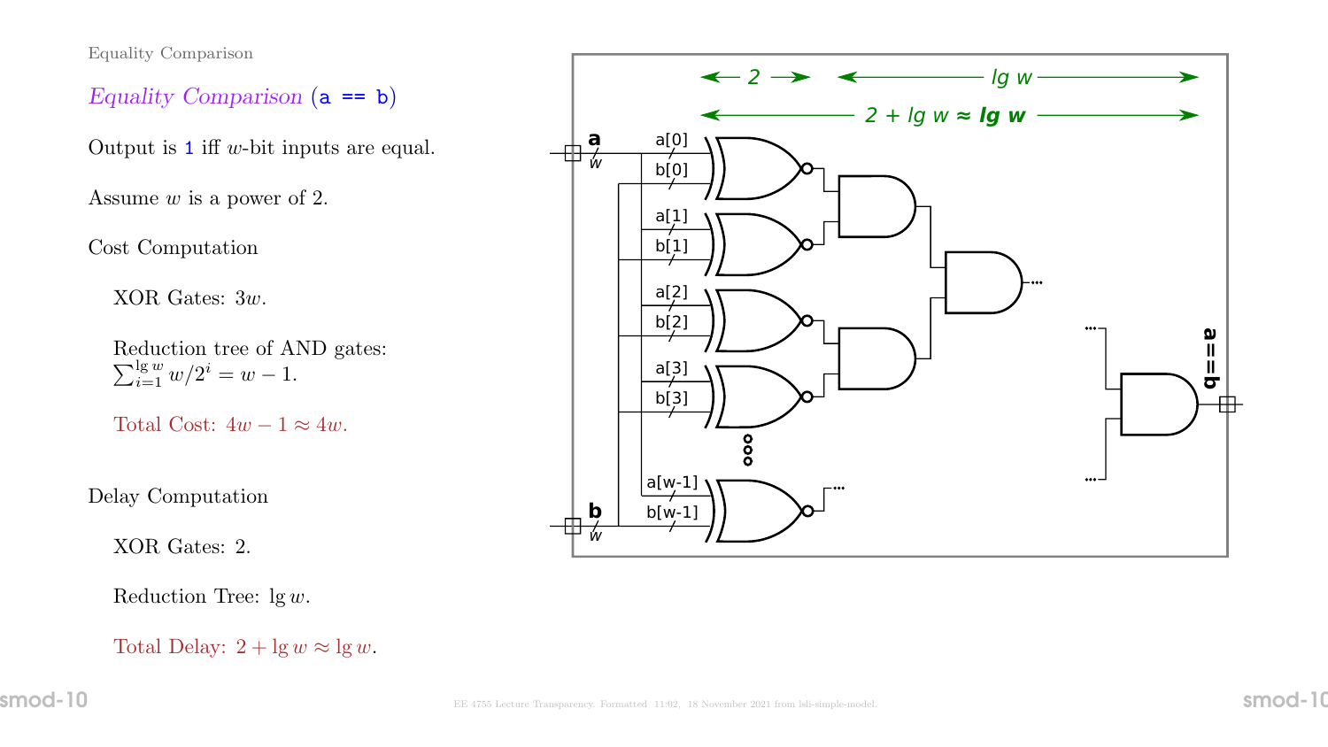## Equality Comparison (`a == b`)

Output is `1` iff $w$-bit inputs are equal.

Assume $w$ is a power of 2.

Cost Computation

XOR Gates: $3w$.

Reduction tree of AND gates: $\sum_{i=1}^{\lg w} w/2^i = w - 1$.

Total Cost: $4w - 1 \approx 4w$.

Delay Computation

XOR Gates: 2.

Reduction Tree: $\lg w$.

Total Delay: $2 + \lg w \approx \lg w$.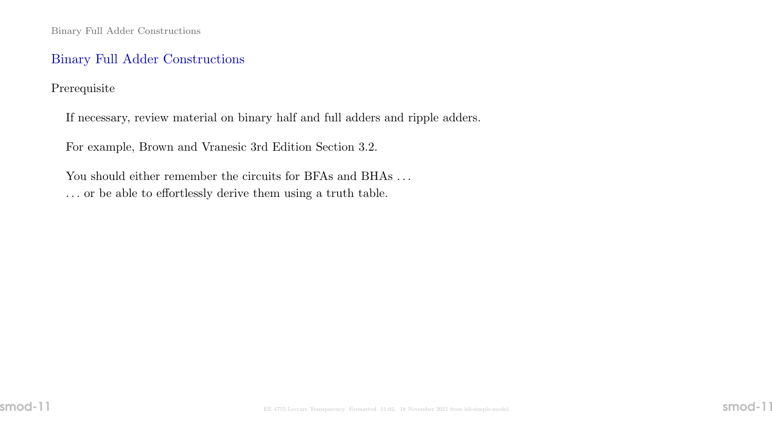## Binary Full Adder Constructions

Prerequisite

If necessary, review material on binary half and full adders and ripple adders.

For example, Brown and Vranesic 3rd Edition Section 3.2.

You should either remember the circuits for BFAs and BHAs ...
... or be able to effortlessly derive them using a truth table.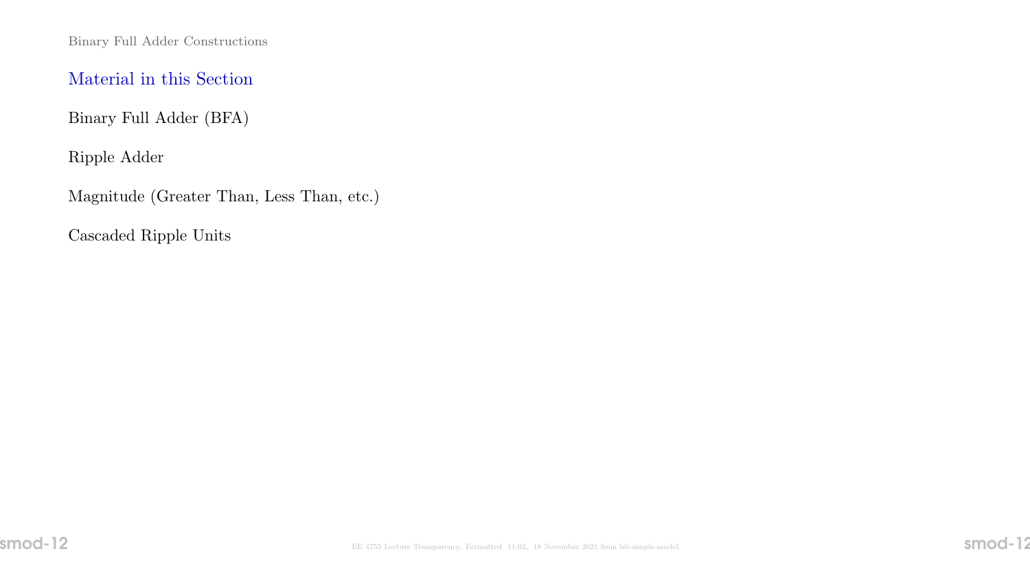## Material in this Section

Binary Full Adder (BFA)

Ripple Adder

Magnitude (Greater Than, Less Than, etc.)

Cascaded Ripple Units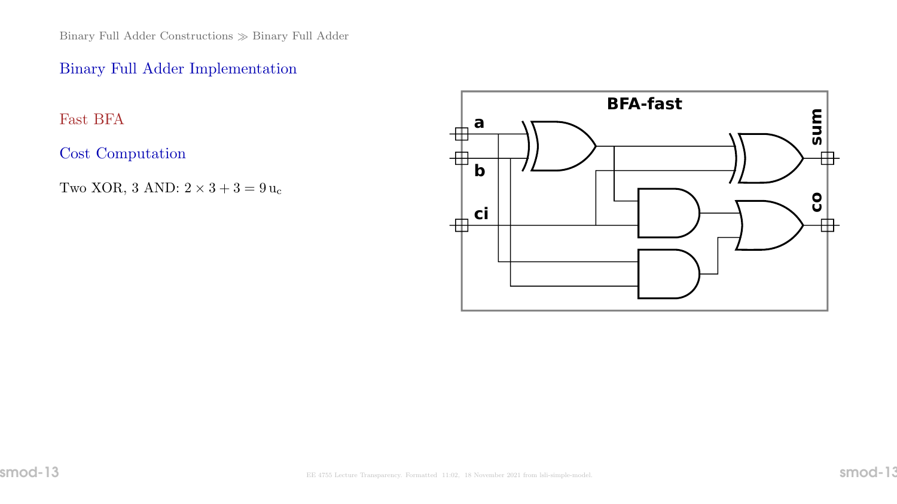## Binary Full Adder Implementation

### Fast BFA

### Cost Computation

Two XOR, 3 AND: $2 \times 3 + 3 = 9\,\mathrm{u_c}$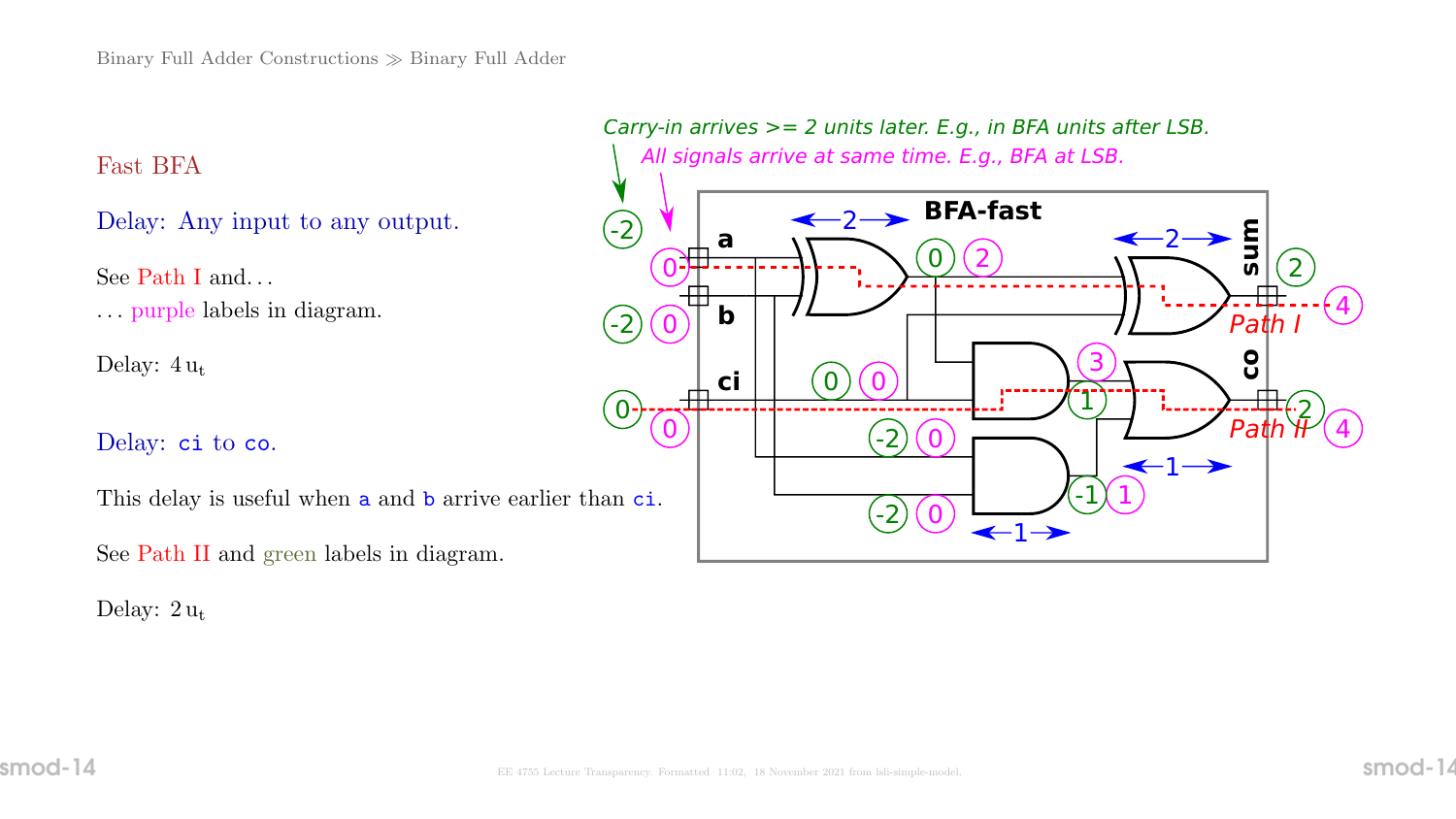Fast BFA

Delay: Any input to any output.

See Path I and. . .

. . . purple labels in diagram.

Delay: $4\,\mathrm{u_t}$

Delay: `ci` to `co`.

This delay is useful when `a` and `b` arrive earlier than `ci`.

See Path II and green labels in diagram.

Delay: $2\,\mathrm{u_t}$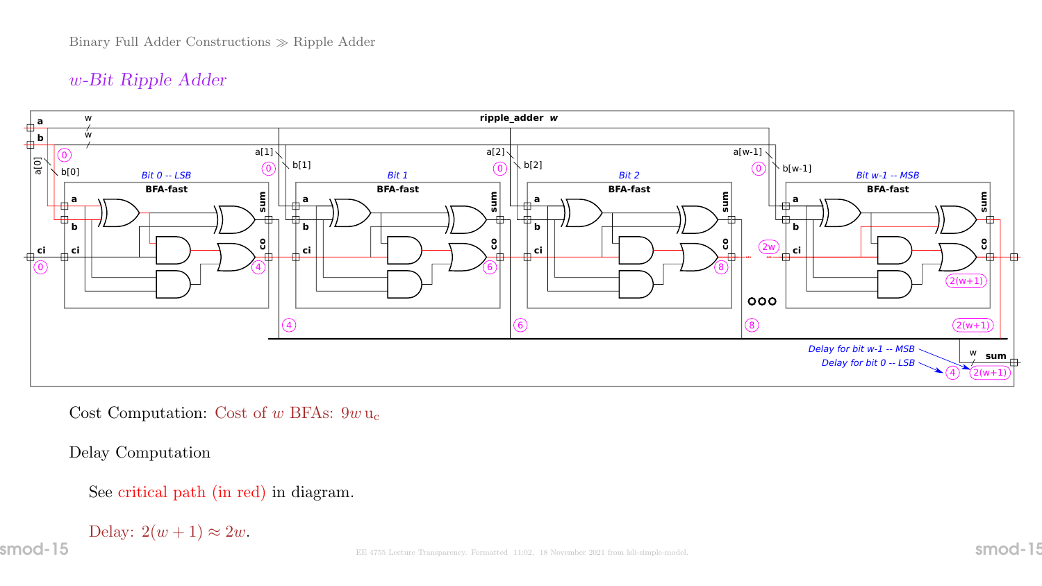Binary Full Adder Constructions ≫ Ripple Adder

## $w$-Bit Ripple Adder

Cost Computation: Cost of $w$ BFAs: $9w\,\mathrm{u_c}$

Delay Computation

See critical path (in red) in diagram.

Delay: $2(w+1) \approx 2w$.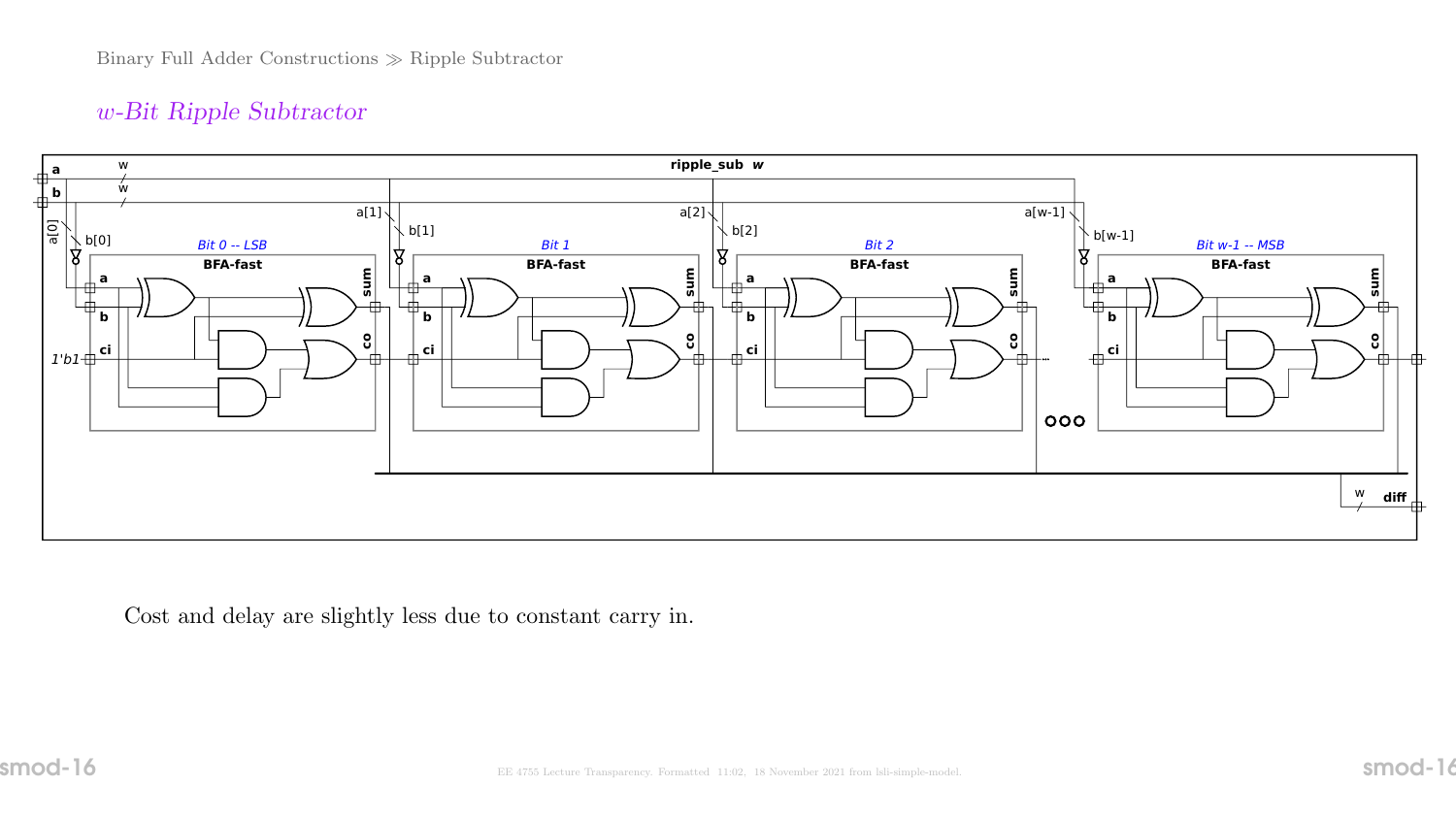## *w*-Bit Ripple Subtractor

Cost and delay are slightly less due to constant carry in.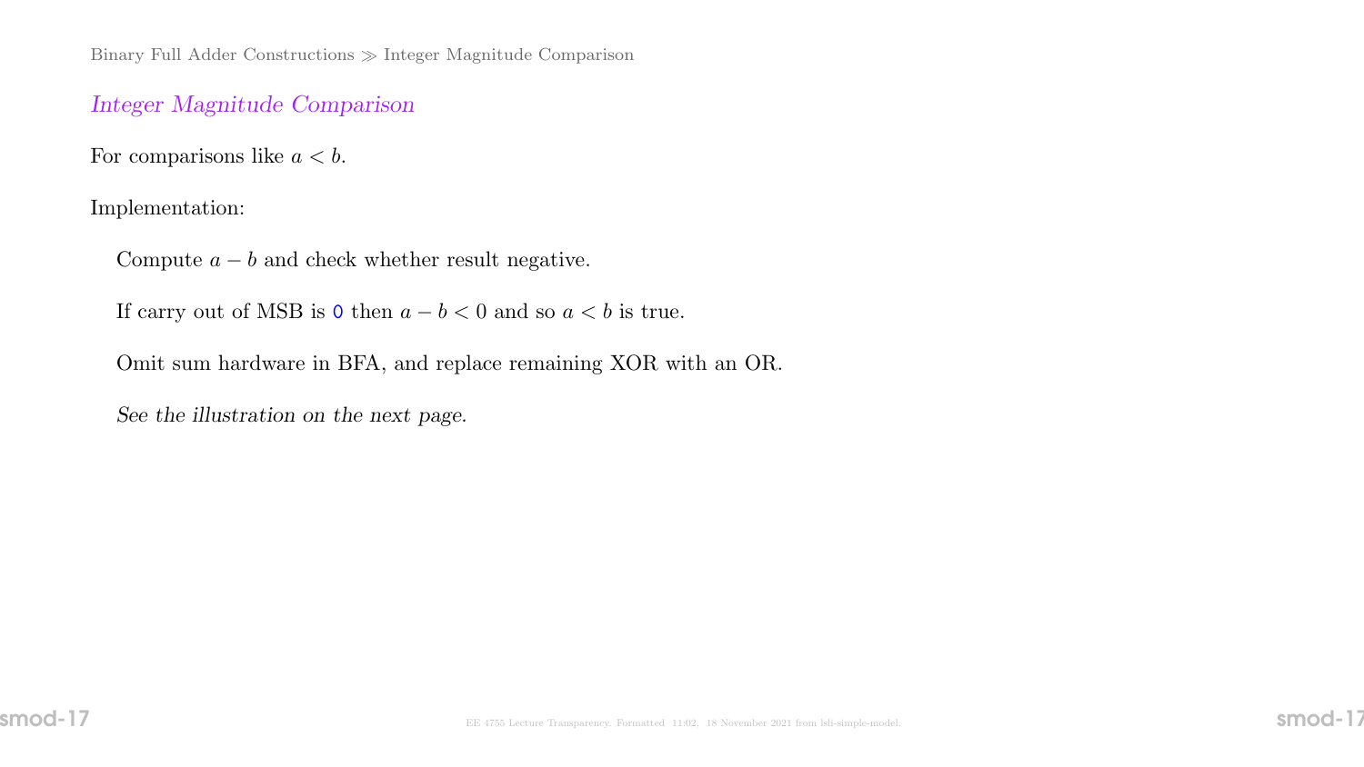## Integer Magnitude Comparison

For comparisons like $a < b$.

Implementation:

Compute $a - b$ and check whether result negative.

If carry out of MSB is 0 then $a - b < 0$ and so $a < b$ is true.

Omit sum hardware in BFA, and replace remaining XOR with an OR.

*See the illustration on the next page.*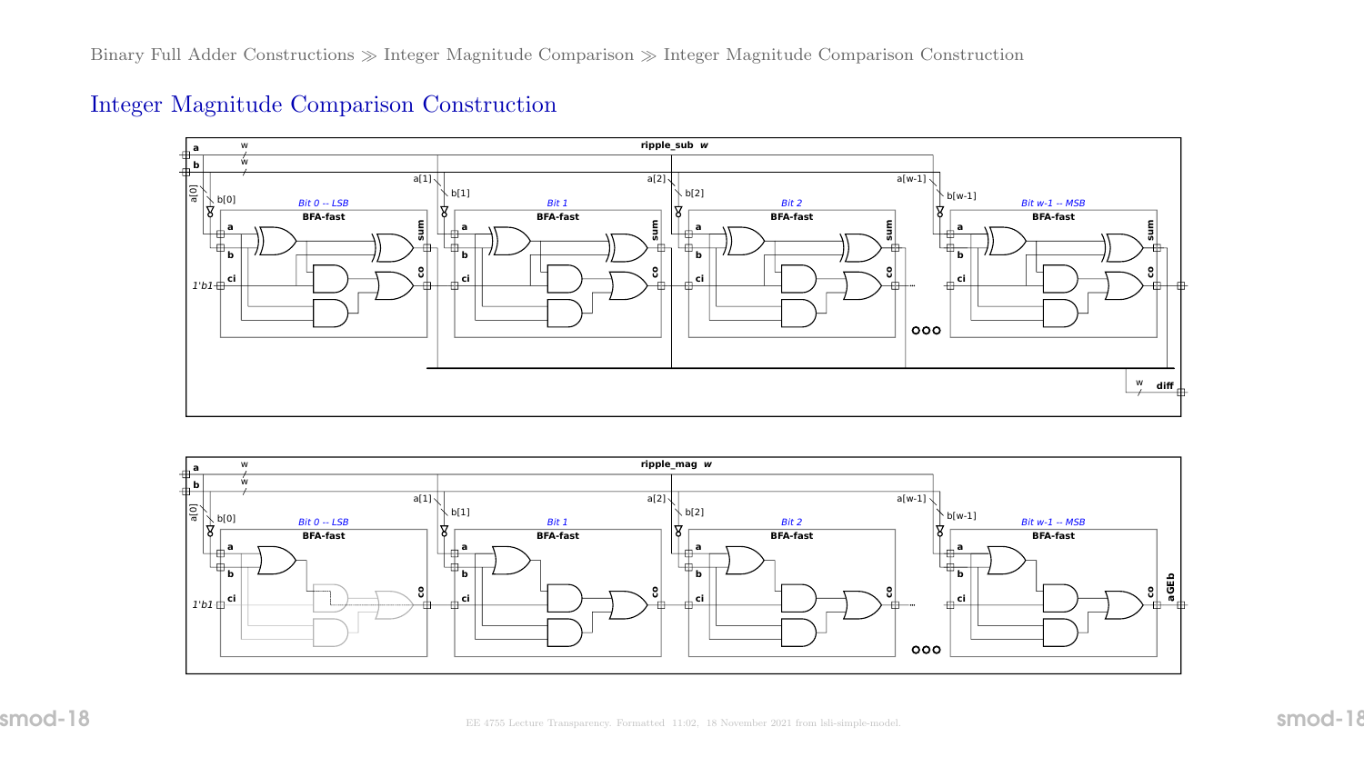# Integer Magnitude Comparison Construction

ripple_sub *w*

a, b, w, a[0], b[0], a[1], b[1], a[2], b[2], a[w-1], b[w-1]

*Bit 0 -- LSB* BFA-fast a b ci sum co

*Bit 1* BFA-fast a b ci sum co

*Bit 2* BFA-fast a b ci sum co

*Bit w-1 -- MSB* BFA-fast a b ci sum co

1'b1

w diff

ripple_mag *w*

a, b, w, a[0], b[0], a[1], b[1], a[2], b[2], a[w-1], b[w-1]

*Bit 0 -- LSB* BFA-fast a b ci co

*Bit 1* BFA-fast a b ci co

*Bit 2* BFA-fast a b ci co

*Bit w-1 -- MSB* BFA-fast a b ci co

1'b1

aGEb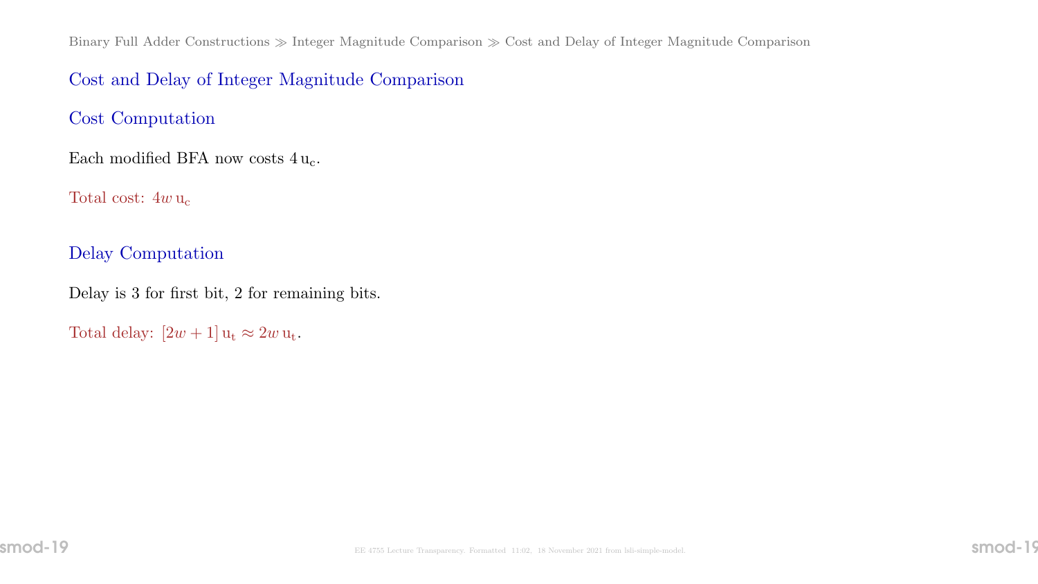## Cost and Delay of Integer Magnitude Comparison

### Cost Computation

Each modified BFA now costs $4\,\mathrm{u_c}$.

Total cost: $4w\,\mathrm{u_c}$

### Delay Computation

Delay is 3 for first bit, 2 for remaining bits.

Total delay: $[2w+1]\,\mathrm{u_t} \approx 2w\,\mathrm{u_t}$.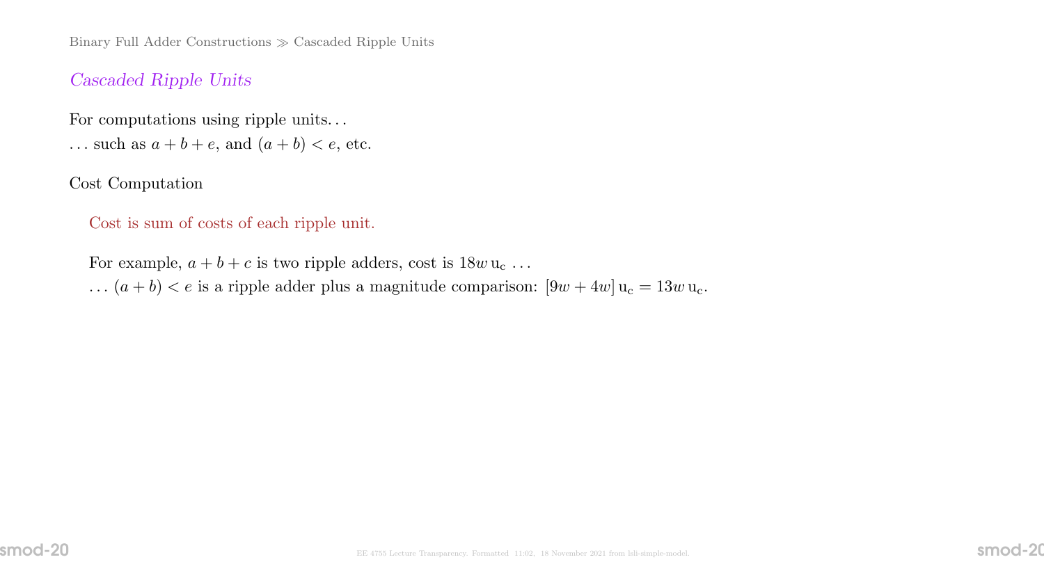## *Cascaded Ripple Units*

For computations using ripple units. . .

. . . such as $a + b + e$, and $(a + b) < e$, etc.

Cost Computation

Cost is sum of costs of each ripple unit.

For example, $a + b + c$ is two ripple adders, cost is $18w\,\mathrm{u_c}$ . . .

. . . $(a + b) < e$ is a ripple adder plus a magnitude comparison: $[9w + 4w]\,\mathrm{u_c} = 13w\,\mathrm{u_c}$.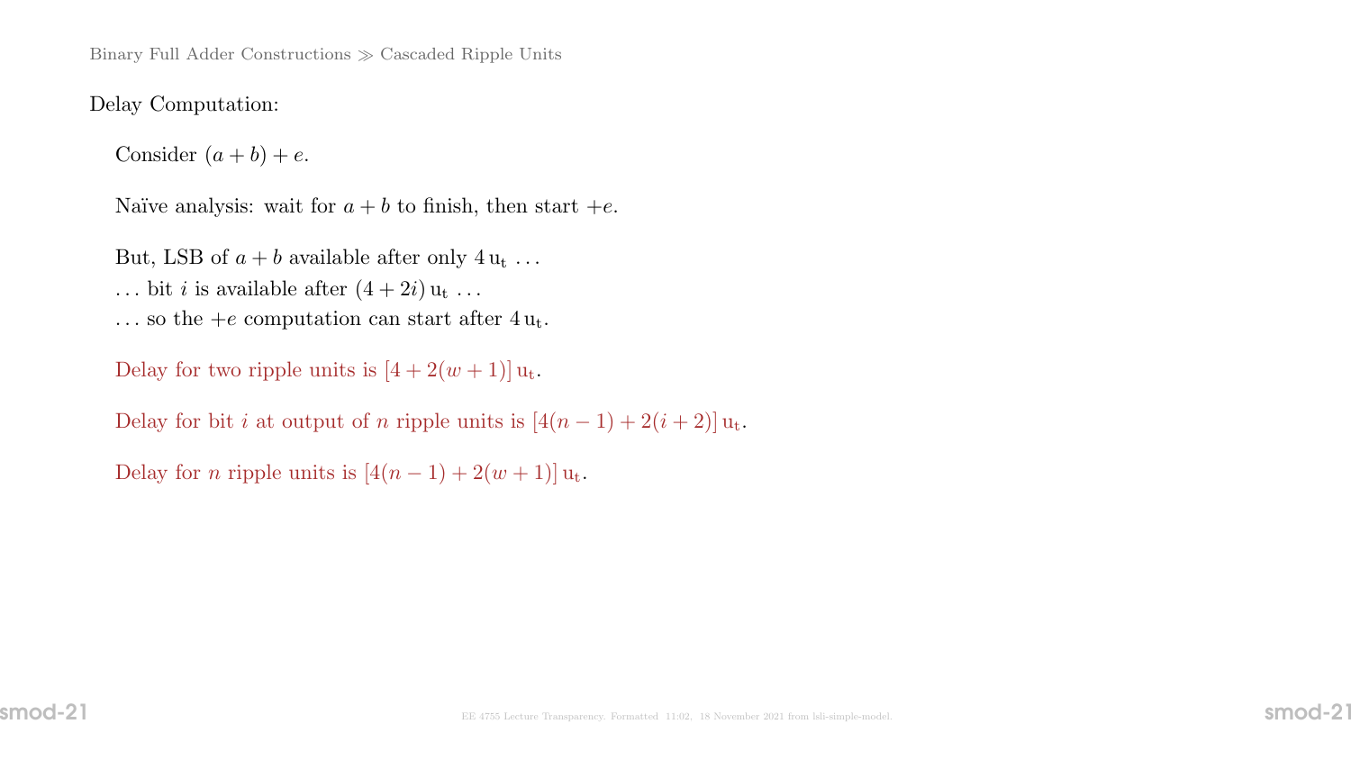Delay Computation:

Consider $(a + b) + e$.

Naïve analysis: wait for $a + b$ to finish, then start $+e$.

But, LSB of $a + b$ available after only $4\,\mathrm{u_t}$ ...
... bit $i$ is available after $(4 + 2i)\,\mathrm{u_t}$ ...
... so the $+e$ computation can start after $4\,\mathrm{u_t}$.

Delay for two ripple units is $[4 + 2(w + 1)]\,\mathrm{u_t}$.

Delay for bit $i$ at output of $n$ ripple units is $[4(n - 1) + 2(i + 2)]\,\mathrm{u_t}$.

Delay for $n$ ripple units is $[4(n - 1) + 2(w + 1)]\,\mathrm{u_t}$.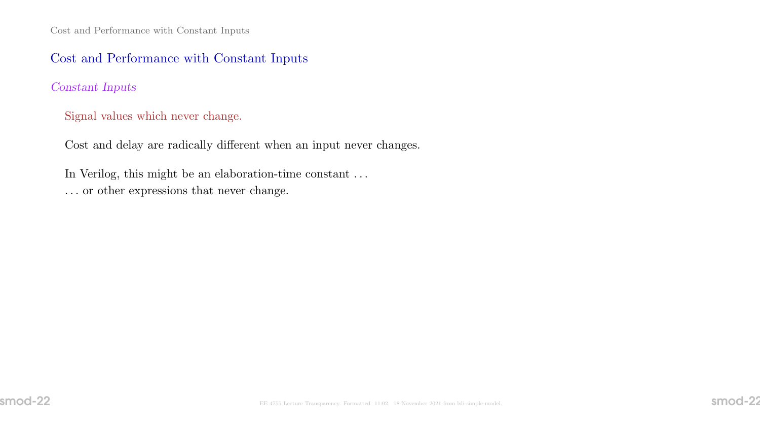## Cost and Performance with Constant Inputs

### *Constant Inputs*

Signal values which never change.

Cost and delay are radically different when an input never changes.

In Verilog, this might be an elaboration-time constant . . .
. . . or other expressions that never change.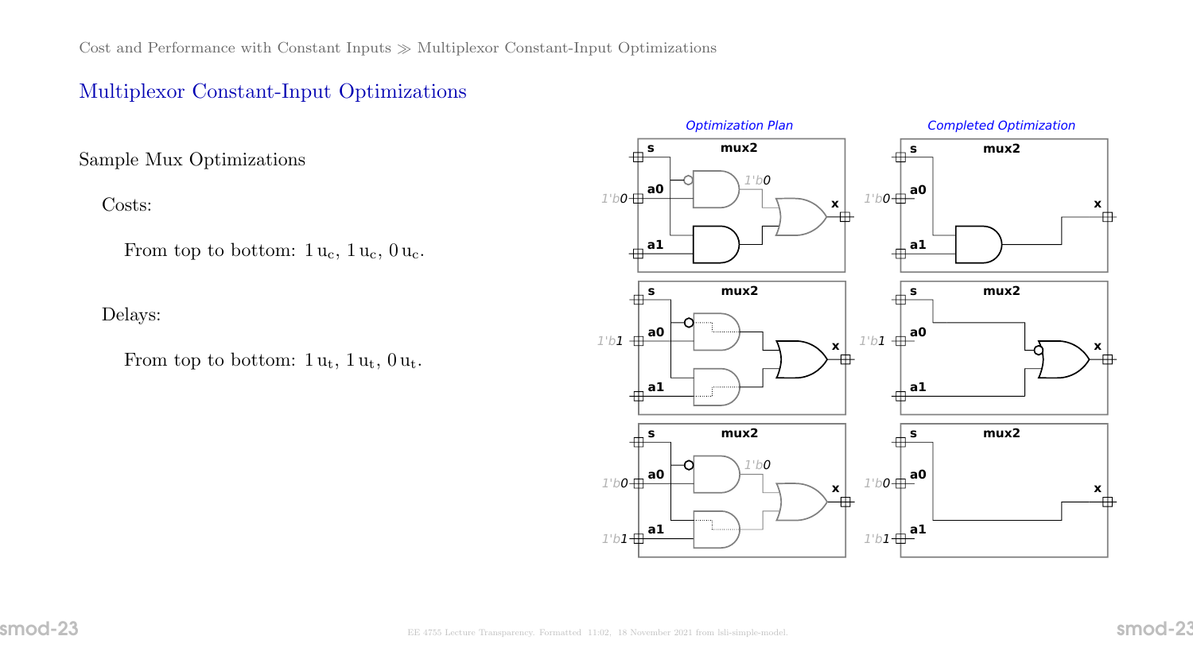## Multiplexor Constant-Input Optimizations

Sample Mux Optimizations

Costs:

From top to bottom: $1\,\mathrm{u_c}$, $1\,\mathrm{u_c}$, $0\,\mathrm{u_c}$.

Delays:

From top to bottom: $1\,\mathrm{u_t}$, $1\,\mathrm{u_t}$, $0\,\mathrm{u_t}$.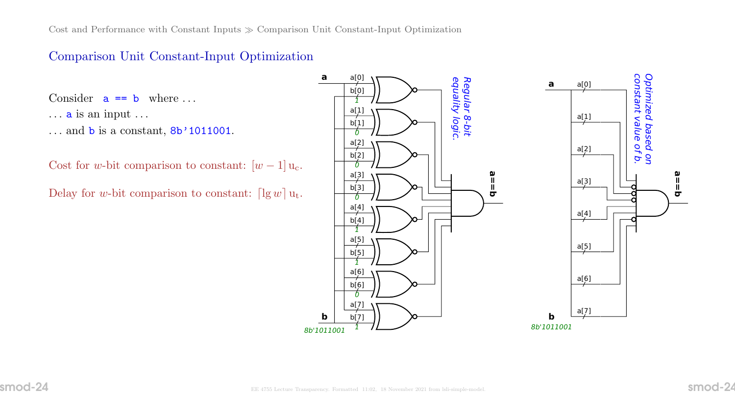## Comparison Unit Constant-Input Optimization

Consider `a == b` where . . .

. . . `a` is an input . . .

. . . and `b` is a constant, `8b'1011001`.

Cost for $w$-bit comparison to constant: $[w - 1]\,\mathrm{u_c}$.

Delay for $w$-bit comparison to constant: $\lceil \lg w \rceil\,\mathrm{u_t}$.

a
a[0]
b[0]
1
a[1]
b[1]
0
a[2]
b[2]
0
a[3]
b[3]
0
a[4]
b[4]
1
a[5]
b[5]
1
a[6]
b[6]
0
a[7]
b[7]
1
b
8b'1011001
*Regular 8-bit equality logic.*
a==b

a
a[0]
a[1]
a[2]
a[3]
a[4]
a[5]
a[6]
a[7]
b
8b'1011001
*Optimized based on constant value of b.*
a==b